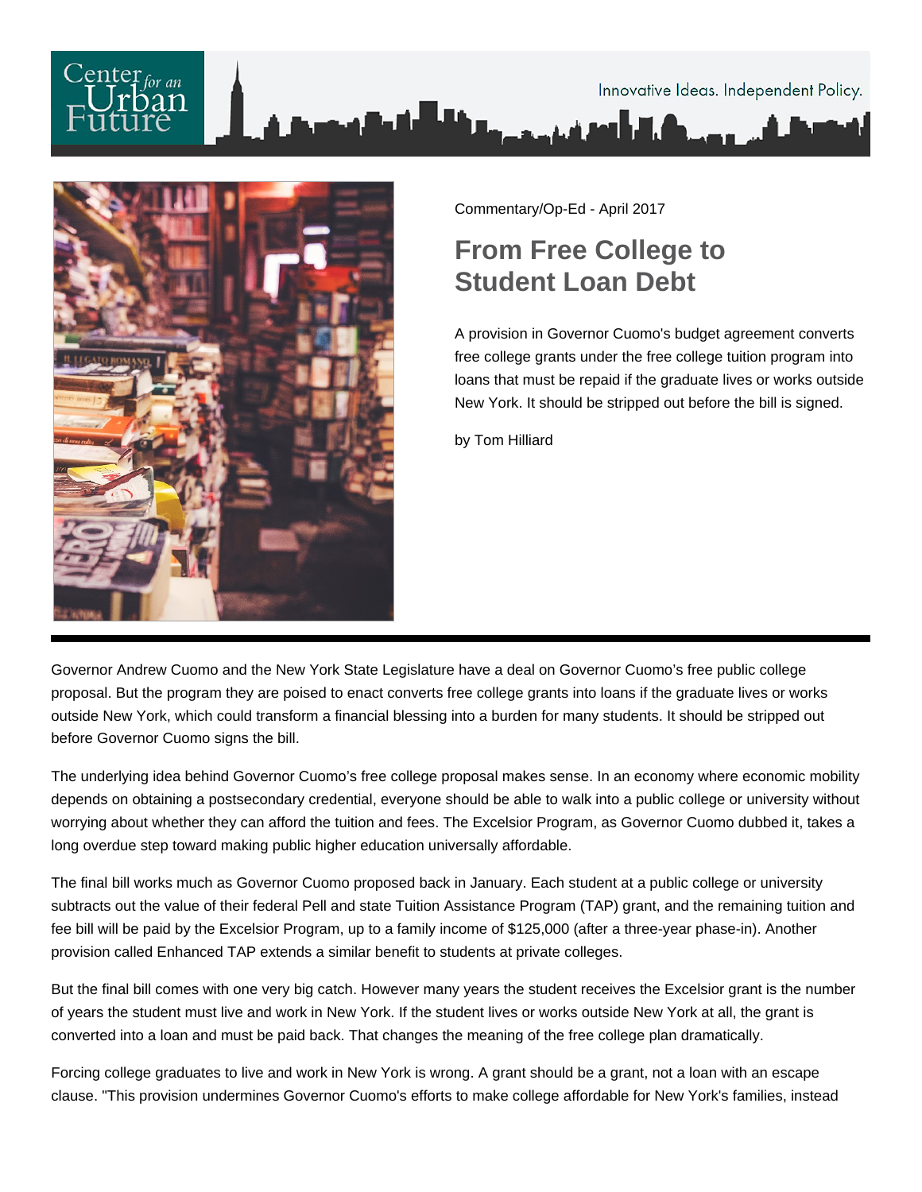Commentary/Op-Ed - April 2017

# From Free College to Student Loan Debt

A provision in Governor Cuomo's budget agreement converts free college grants under the free college tuition program into loans that must be repaid if the graduate lives or works outside New York. It should be stripped out before the bill is signed.

by Tom Hilliard

Governor Andrew Cuomo and the New York State Legislature have a deal on Governor Cuomo's free public college proposal. But the program they are poised to enact converts free college grants into loans if the graduate lives or works outside New York, which could transform a financial blessing into a burden for many students. It should be stripped out before Governor Cuomo signs the bill.

The underlying idea behind Governor Cuomo's free college proposal makes sense. In an economy where economic mobility depends on obtaining a postsecondary credential, everyone should be able to walk into a public college or university without worrying about whether they can afford the tuition and fees. The Excelsior Program, as Governor Cuomo dubbed it, takes a long overdue step toward making public higher education universally affordable.

The final bill works much as Governor Cuomo proposed back in January. Each student at a public college or university subtracts out the value of their federal Pell and state Tuition Assistance Program (TAP) grant, and the remaining tuition and fee bill will be paid by the Excelsior Program, up to a family income of $125,000 (after a three-year phase-in). Another provision called Enhanced TAP extends a similar benefit to students at private colleges.

But the final bill comes with one very big catch. However many years the student receives the Excelsior grant is the number of years the student must live and work in New York. If the student lives or works outside New York at all, the grant is converted into a loan and must be paid back. That changes the meaning of the free college plan dramatically.

Forcing college graduates to live and work in New York is wrong. A grant should be a grant, not a loan with an escape clause. "This provision undermines Governor Cuomo's efforts to make college affordable for New York's families, instead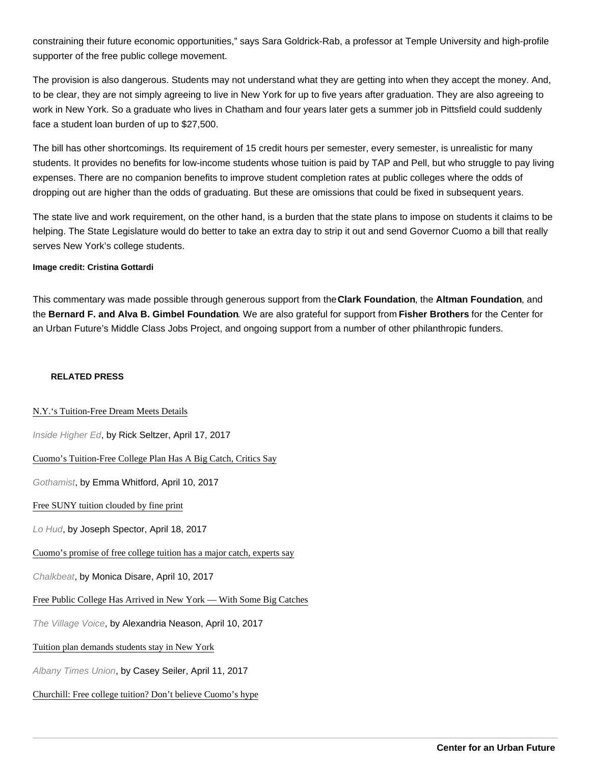constraining their future economic opportunities," says Sara Goldrick-Rab, a professor at Temple University and high-profile supporter of the free public college movement.

The provision is also dangerous. Students may not understand what they are getting into when they accept the money. And, to be clear, they are not simply agreeing to live in New York for up to five years after graduation. They are also agreeing to work in New York. So a graduate who lives in Chatham and four years later gets a summer job in Pittsfield could suddenly face a student loan burden of up to $27,500.

The bill has other shortcomings. Its requirement of 15 credit hours per semester, every semester, is unrealistic for many students. It provides no benefits for low-income students whose tuition is paid by TAP and Pell, but who struggle to pay living expenses. There are no companion benefits to improve student completion rates at public colleges where the odds of dropping out are higher than the odds of graduating. But these are omissions that could be fixed in subsequent years.

The state live and work requirement, on the other hand, is a burden that the state plans to impose on students it claims to be helping. The State Legislature would do better to take an extra day to strip it out and send Governor Cuomo a bill that really serves New York's college students.

**Image credit: Cristina Gottardi**

This commentary was made possible through generous support from the **Clark Foundation**, the **Altman Foundation**, and the **Bernard F. and Alva B. Gimbel Foundation**. We are also grateful for support from **Fisher Brothers** for the Center for an Urban Future's Middle Class Jobs Project, and ongoing support from a number of other philanthropic funders.

**RELATED PRESS**

N.Y.'s Tuition-Free Dream Meets Details

*Inside Higher Ed*, by Rick Seltzer, April 17, 2017

Cuomo's Tuition-Free College Plan Has A Big Catch, Critics Say

*Gothamist*, by Emma Whitford, April 10, 2017

Free SUNY tuition clouded by fine print

*Lo Hud*, by Joseph Spector, April 18, 2017

Cuomo's promise of free college tuition has a major catch, experts say

*Chalkbeat*, by Monica Disare, April 10, 2017

Free Public College Has Arrived in New York — With Some Big Catches

*The Village Voice*, by Alexandria Neason, April 10, 2017

Tuition plan demands students stay in New York

*Albany Times Union*, by Casey Seiler, April 11, 2017

Churchill: Free college tuition? Don't believe Cuomo's hype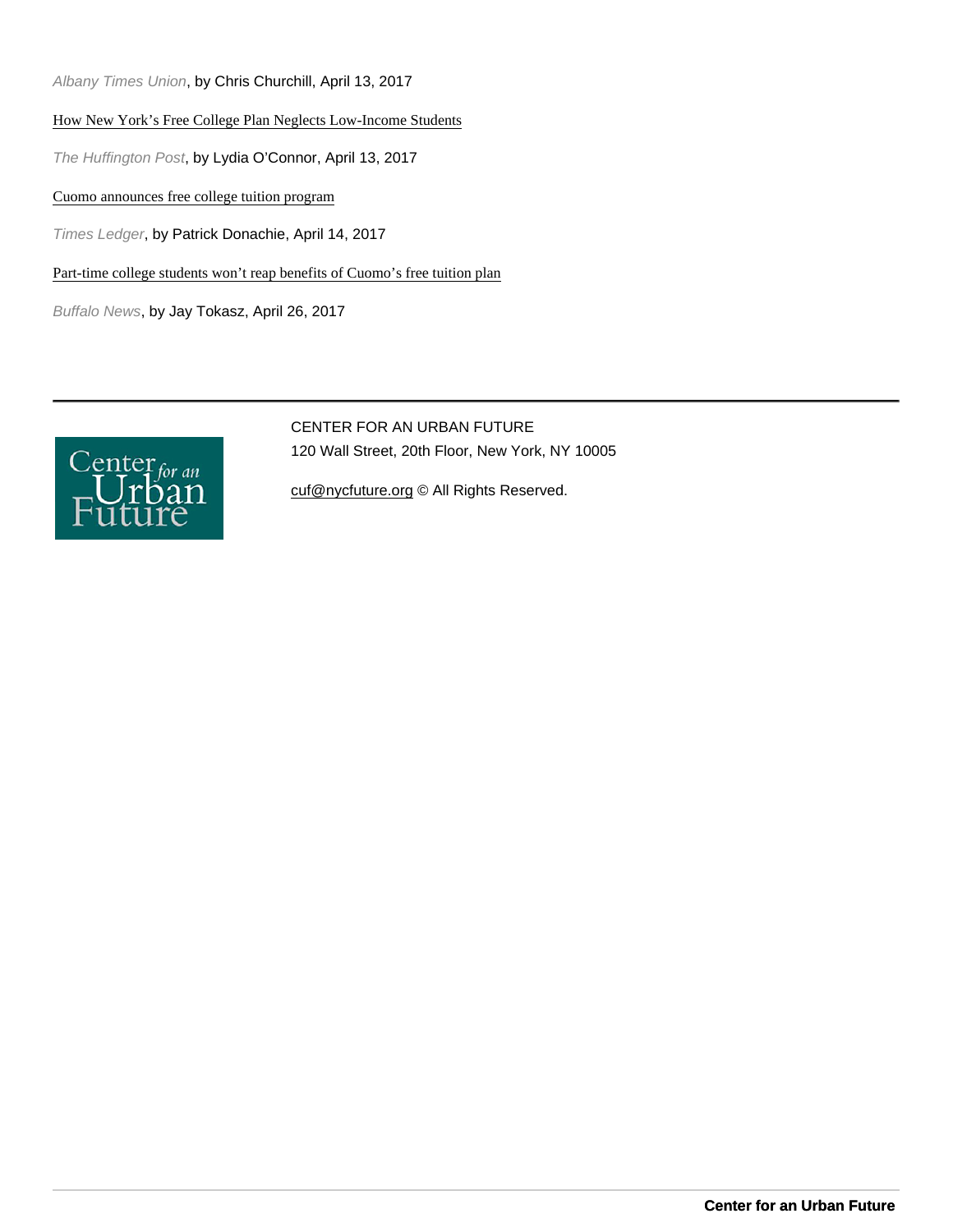*Albany Times Union*, by Chris Churchill, April 13, 2017

How New York's Free College Plan Neglects Low-Income Students

*The Huffington Post*, by Lydia O'Connor, April 13, 2017

Cuomo announces free college tuition program

*Times Ledger*, by Patrick Donachie, April 14, 2017

Part-time college students won't reap benefits of Cuomo's free tuition plan

*Buffalo News*, by Jay Tokasz, April 26, 2017

---

CENTER FOR AN URBAN FUTURE
120 Wall Street, 20th Floor, New York, NY 10005

cuf@nycfuture.org © All Rights Reserved.